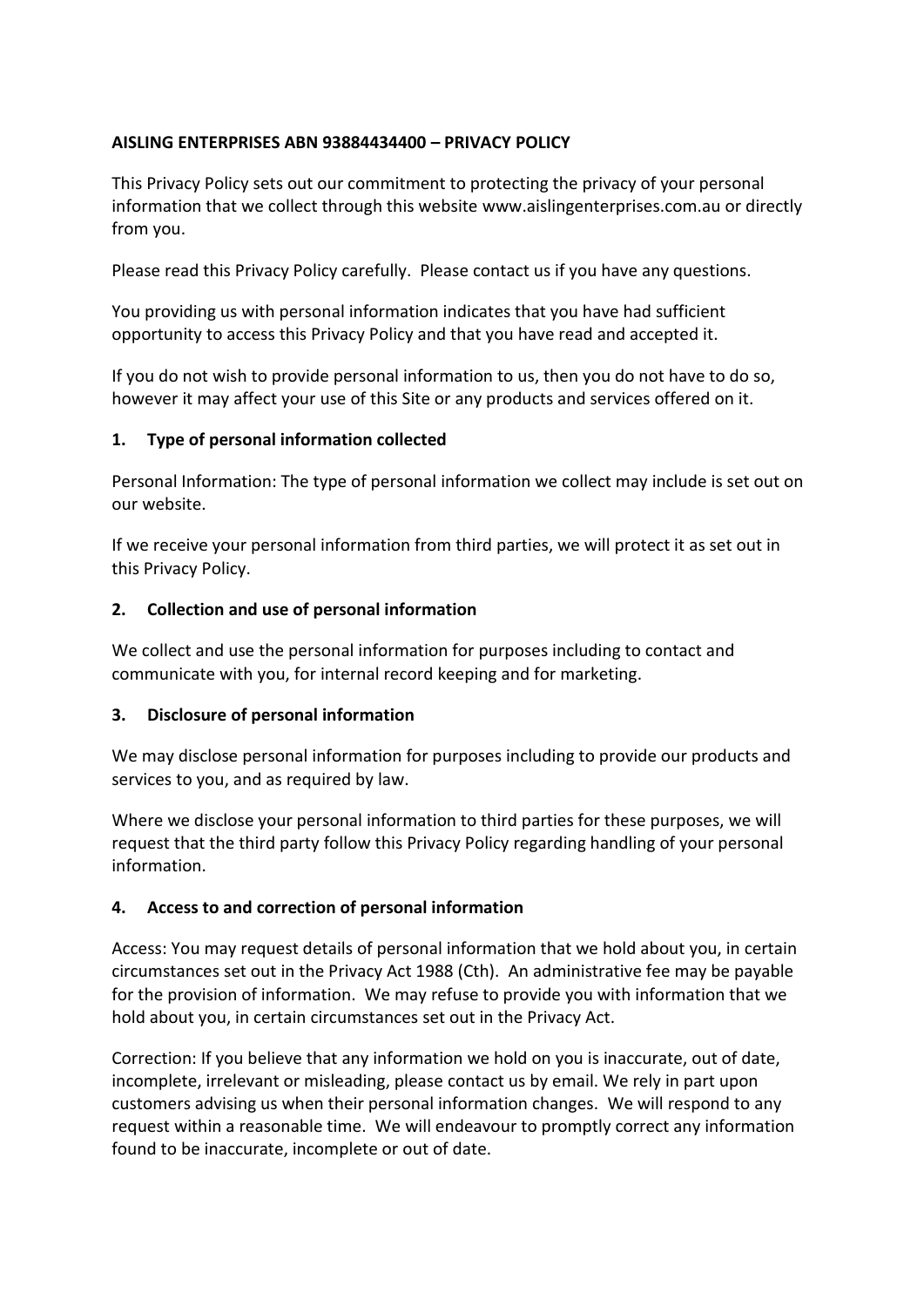**AISLING ENTERPRISES ABN 93884434400 – PRIVACY POLICY**

This Privacy Policy sets out our commitment to protecting the privacy of your personal information that we collect through this website www.aislingenterprises.com.au or directly from you.

Please read this Privacy Policy carefully. Please contact us if you have any questions.

You providing us with personal information indicates that you have had sufficient opportunity to access this Privacy Policy and that you have read and accepted it.

If you do not wish to provide personal information to us, then you do not have to do so, however it may affect your use of this Site or any products and services offered on it.

## 1. Type of personal information collected

Personal Information: The type of personal information we collect may include is set out on our website.

If we receive your personal information from third parties, we will protect it as set out in this Privacy Policy.

## 2. Collection and use of personal information

We collect and use the personal information for purposes including to contact and communicate with you, for internal record keeping and for marketing.

## 3. Disclosure of personal information

We may disclose personal information for purposes including to provide our products and services to you, and as required by law.

Where we disclose your personal information to third parties for these purposes, we will request that the third party follow this Privacy Policy regarding handling of your personal information.

## 4. Access to and correction of personal information

Access: You may request details of personal information that we hold about you, in certain circumstances set out in the Privacy Act 1988 (Cth). An administrative fee may be payable for the provision of information. We may refuse to provide you with information that we hold about you, in certain circumstances set out in the Privacy Act.

Correction: If you believe that any information we hold on you is inaccurate, out of date, incomplete, irrelevant or misleading, please contact us by email. We rely in part upon customers advising us when their personal information changes. We will respond to any request within a reasonable time. We will endeavour to promptly correct any information found to be inaccurate, incomplete or out of date.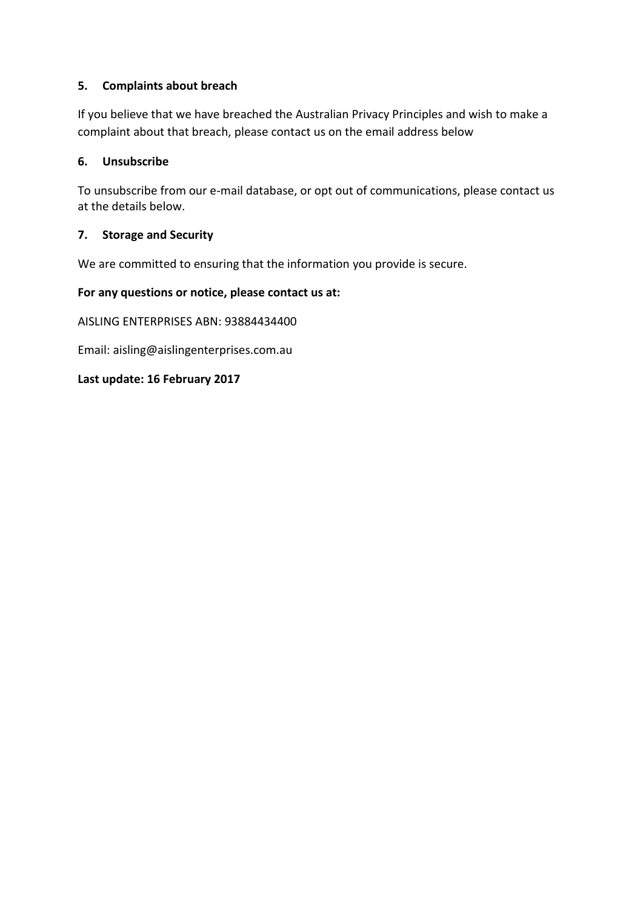## 5. Complaints about breach

If you believe that we have breached the Australian Privacy Principles and wish to make a complaint about that breach, please contact us on the email address below

## 6. Unsubscribe

To unsubscribe from our e-mail database, or opt out of communications, please contact us at the details below.

## 7. Storage and Security

We are committed to ensuring that the information you provide is secure.

**For any questions or notice, please contact us at:**

AISLING ENTERPRISES ABN: 93884434400

Email: aisling@aislingenterprises.com.au

**Last update: 16 February 2017**